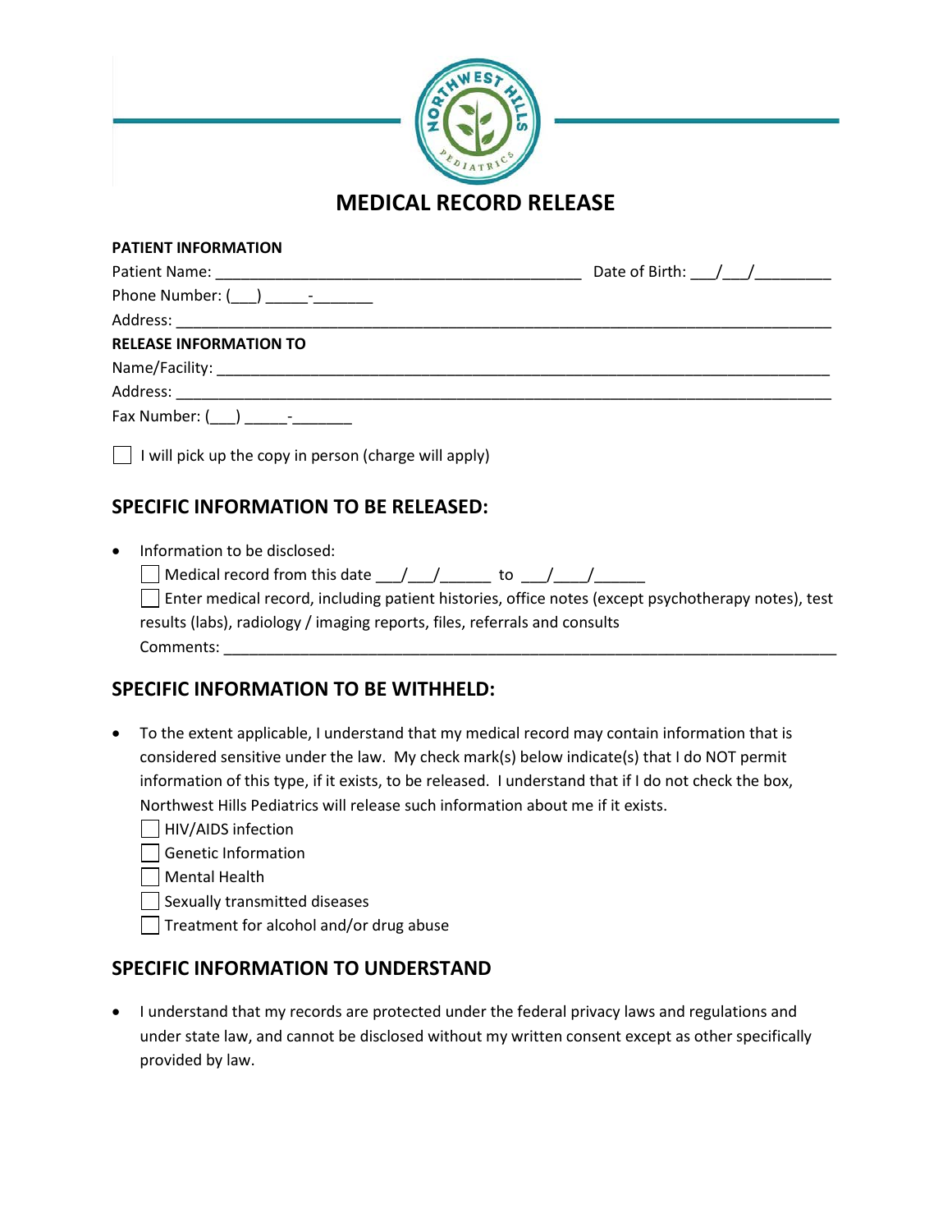# MEDICAL RECORD RELEASE

**PATIENT INFORMATION**

Patient Name: ____________________________________________ Date of Birth: ___/___/_________

Phone Number: (___) _____-_______

Address: ________________________________________________________________________________

**RELEASE INFORMATION TO**

Name/Facility: ___________________________________________________________________________

Address: ________________________________________________________________________________

Fax Number: (___) _____-_______

☐ I will pick up the copy in person (charge will apply)

## SPECIFIC INFORMATION TO BE RELEASED:

- Information to be disclosed:

  ☐ Medical record from this date ___/___/______ to ___/____/______

  ☐ Enter medical record, including patient histories, office notes (except psychotherapy notes), test results (labs), radiology / imaging reports, files, referrals and consults

  Comments: ___________________________________________________________________________

## SPECIFIC INFORMATION TO BE WITHHELD:

- To the extent applicable, I understand that my medical record may contain information that is considered sensitive under the law. My check mark(s) below indicate(s) that I do NOT permit information of this type, if it exists, to be released. I understand that if I do not check the box, Northwest Hills Pediatrics will release such information about me if it exists.

  ☐ HIV/AIDS infection

  ☐ Genetic Information

  ☐ Mental Health

  ☐ Sexually transmitted diseases

  ☐ Treatment for alcohol and/or drug abuse

## SPECIFIC INFORMATION TO UNDERSTAND

- I understand that my records are protected under the federal privacy laws and regulations and under state law, and cannot be disclosed without my written consent except as other specifically provided by law.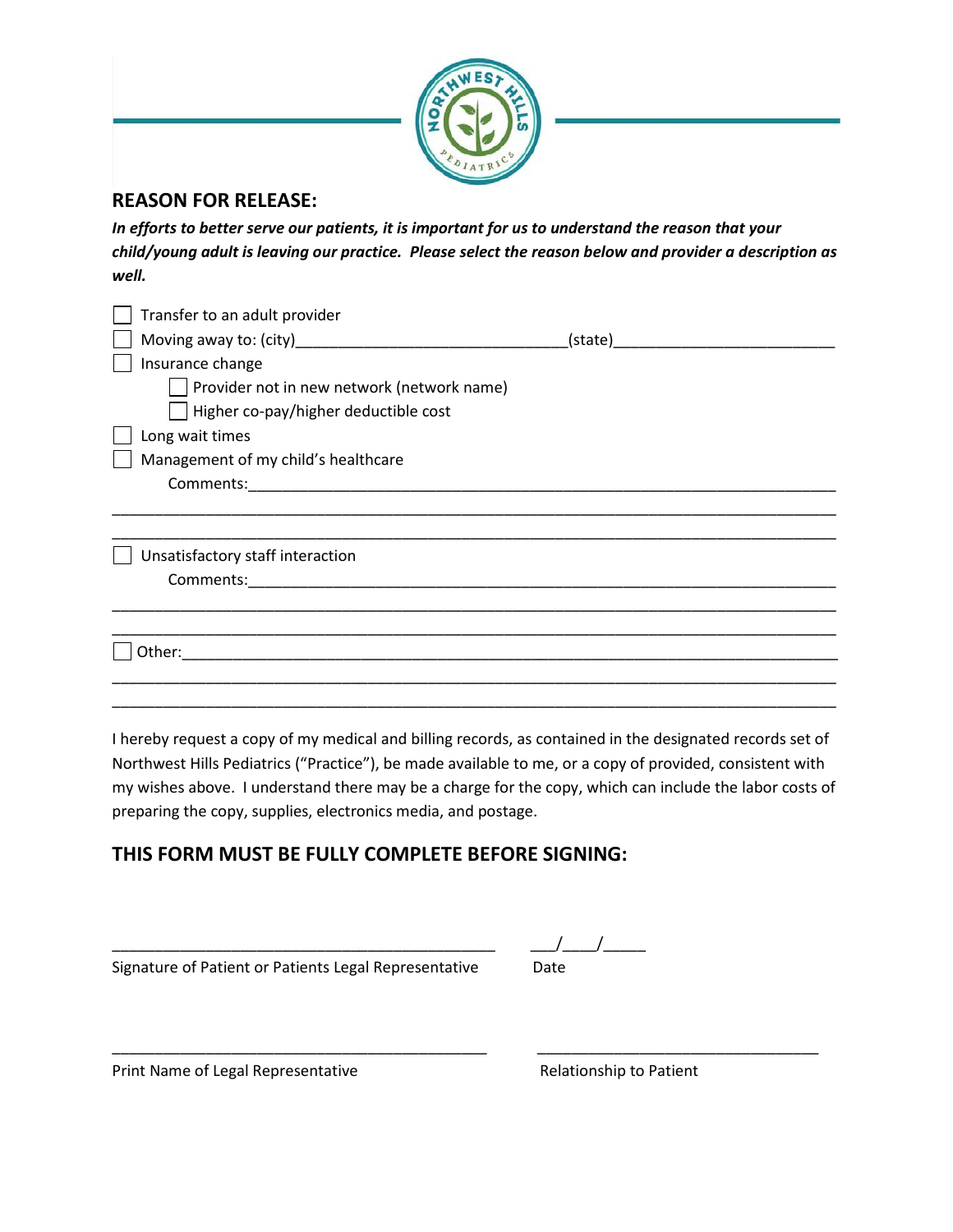## REASON FOR RELEASE:

***In efforts to better serve our patients, it is important for us to understand the reason that your child/young adult is leaving our practice. Please select the reason below and provider a description as well.***

- ☐ Transfer to an adult provider
- ☐ Moving away to: (city)_______________________________(state)_________________________
- ☐ Insurance change
  - ☐ Provider not in new network (network name)
  - ☐ Higher co-pay/higher deductible cost
- ☐ Long wait times
- ☐ Management of my child's healthcare

  Comments:___________________________________________________________________

  ___________________________________________________________________________

  ___________________________________________________________________________

- ☐ Unsatisfactory staff interaction

  Comments:___________________________________________________________________

  ___________________________________________________________________________

  ___________________________________________________________________________

- ☐ Other:_____________________________________________________________________

  ___________________________________________________________________________

  ___________________________________________________________________________

I hereby request a copy of my medical and billing records, as contained in the designated records set of Northwest Hills Pediatrics ("Practice"), be made available to me, or a copy of provided, consistent with my wishes above. I understand there may be a charge for the copy, which can include the labor costs of preparing the copy, supplies, electronics media, and postage.

## THIS FORM MUST BE FULLY COMPLETE BEFORE SIGNING:

_____________________________________________ ___/____/_____

Signature of Patient or Patients Legal Representative Date

_____________________________________________ _________________________________

Print Name of Legal Representative Relationship to Patient